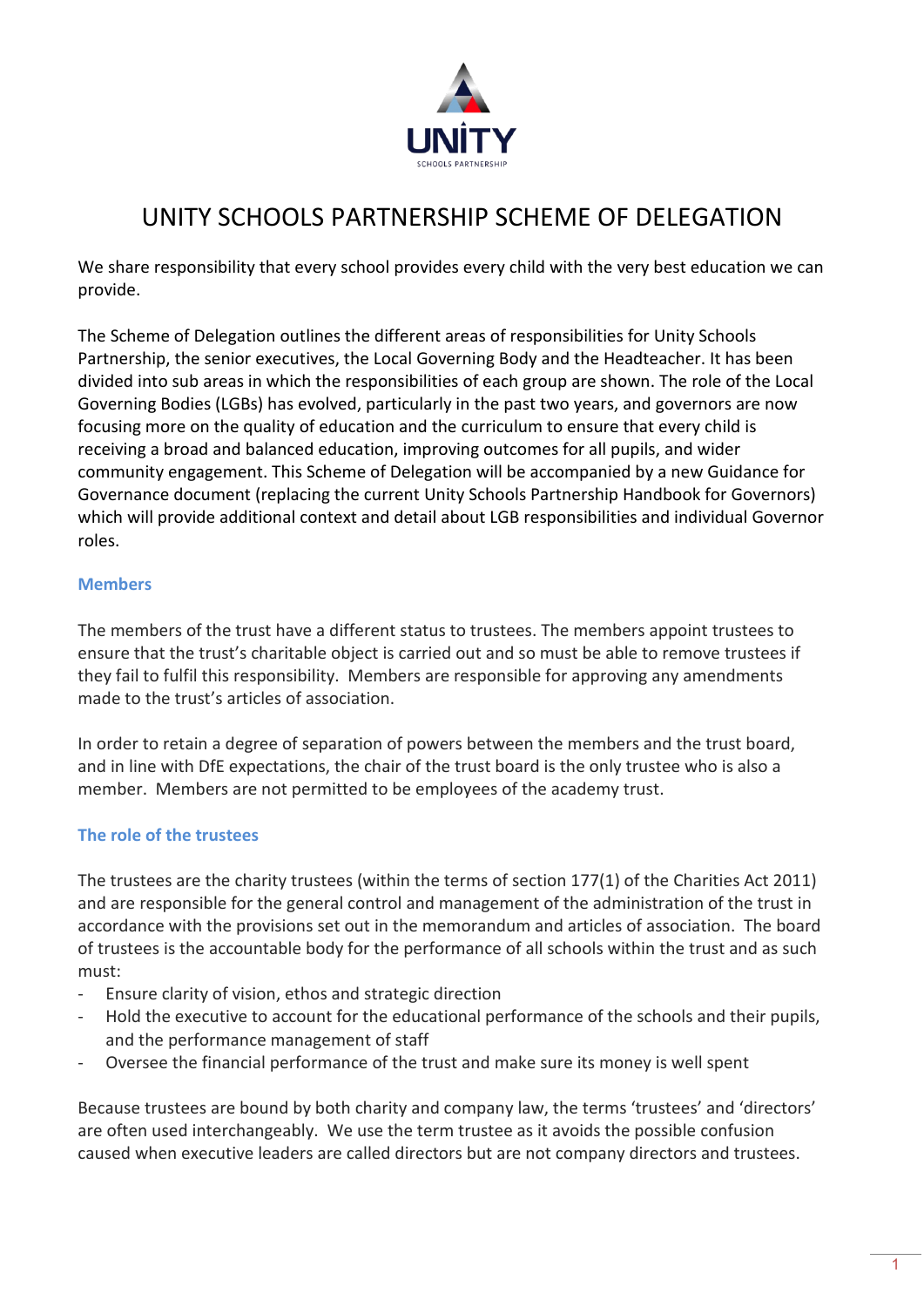UNITY
SCHOOLS PARTNERSHIP

# UNITY SCHOOLS PARTNERSHIP SCHEME OF DELEGATION

We share responsibility that every school provides every child with the very best education we can provide.

The Scheme of Delegation outlines the different areas of responsibilities for Unity Schools Partnership, the senior executives, the Local Governing Body and the Headteacher. It has been divided into sub areas in which the responsibilities of each group are shown. The role of the Local Governing Bodies (LGBs) has evolved, particularly in the past two years, and governors are now focusing more on the quality of education and the curriculum to ensure that every child is receiving a broad and balanced education, improving outcomes for all pupils, and wider community engagement. This Scheme of Delegation will be accompanied by a new Guidance for Governance document (replacing the current Unity Schools Partnership Handbook for Governors) which will provide additional context and detail about LGB responsibilities and individual Governor roles.

## Members

The members of the trust have a different status to trustees. The members appoint trustees to ensure that the trust's charitable object is carried out and so must be able to remove trustees if they fail to fulfil this responsibility. Members are responsible for approving any amendments made to the trust's articles of association.

In order to retain a degree of separation of powers between the members and the trust board, and in line with DfE expectations, the chair of the trust board is the only trustee who is also a member. Members are not permitted to be employees of the academy trust.

## The role of the trustees

The trustees are the charity trustees (within the terms of section 177(1) of the Charities Act 2011) and are responsible for the general control and management of the administration of the trust in accordance with the provisions set out in the memorandum and articles of association. The board of trustees is the accountable body for the performance of all schools within the trust and as such must:

- Ensure clarity of vision, ethos and strategic direction
- Hold the executive to account for the educational performance of the schools and their pupils, and the performance management of staff
- Oversee the financial performance of the trust and make sure its money is well spent

Because trustees are bound by both charity and company law, the terms 'trustees' and 'directors' are often used interchangeably. We use the term trustee as it avoids the possible confusion caused when executive leaders are called directors but are not company directors and trustees.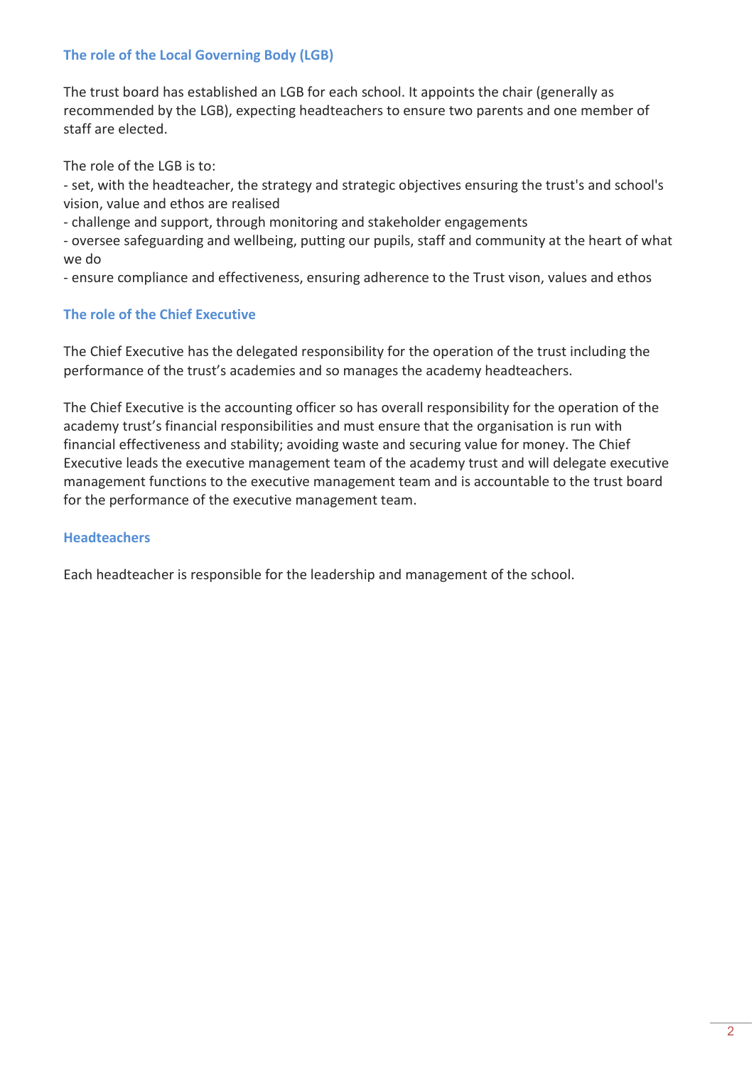## The role of the Local Governing Body (LGB)

The trust board has established an LGB for each school. It appoints the chair (generally as recommended by the LGB), expecting headteachers to ensure two parents and one member of staff are elected.

The role of the LGB is to:
- set, with the headteacher, the strategy and strategic objectives ensuring the trust's and school's vision, value and ethos are realised
- challenge and support, through monitoring and stakeholder engagements
- oversee safeguarding and wellbeing, putting our pupils, staff and community at the heart of what we do
- ensure compliance and effectiveness, ensuring adherence to the Trust vison, values and ethos

## The role of the Chief Executive

The Chief Executive has the delegated responsibility for the operation of the trust including the performance of the trust's academies and so manages the academy headteachers.

The Chief Executive is the accounting officer so has overall responsibility for the operation of the academy trust's financial responsibilities and must ensure that the organisation is run with financial effectiveness and stability; avoiding waste and securing value for money. The Chief Executive leads the executive management team of the academy trust and will delegate executive management functions to the executive management team and is accountable to the trust board for the performance of the executive management team.

## Headteachers

Each headteacher is responsible for the leadership and management of the school.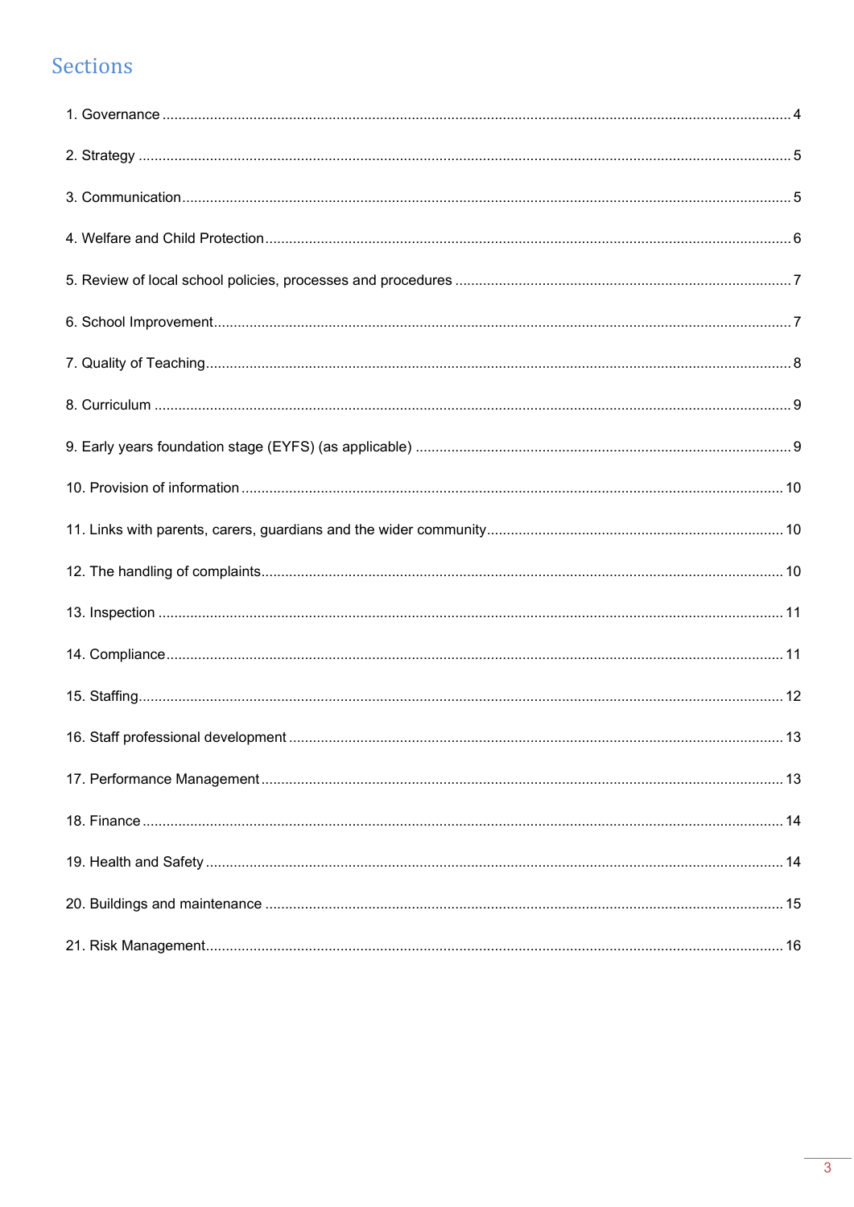## Sections

1. Governance .......... 4
2. Strategy .......... 5
3. Communication .......... 5
4. Welfare and Child Protection .......... 6
5. Review of local school policies, processes and procedures .......... 7
6. School Improvement .......... 7
7. Quality of Teaching .......... 8
8. Curriculum .......... 9
9. Early years foundation stage (EYFS) (as applicable) .......... 9
10. Provision of information .......... 10
11. Links with parents, carers, guardians and the wider community .......... 10
12. The handling of complaints .......... 10
13. Inspection .......... 11
14. Compliance .......... 11
15. Staffing .......... 12
16. Staff professional development .......... 13
17. Performance Management .......... 13
18. Finance .......... 14
19. Health and Safety .......... 14
20. Buildings and maintenance .......... 15
21. Risk Management .......... 16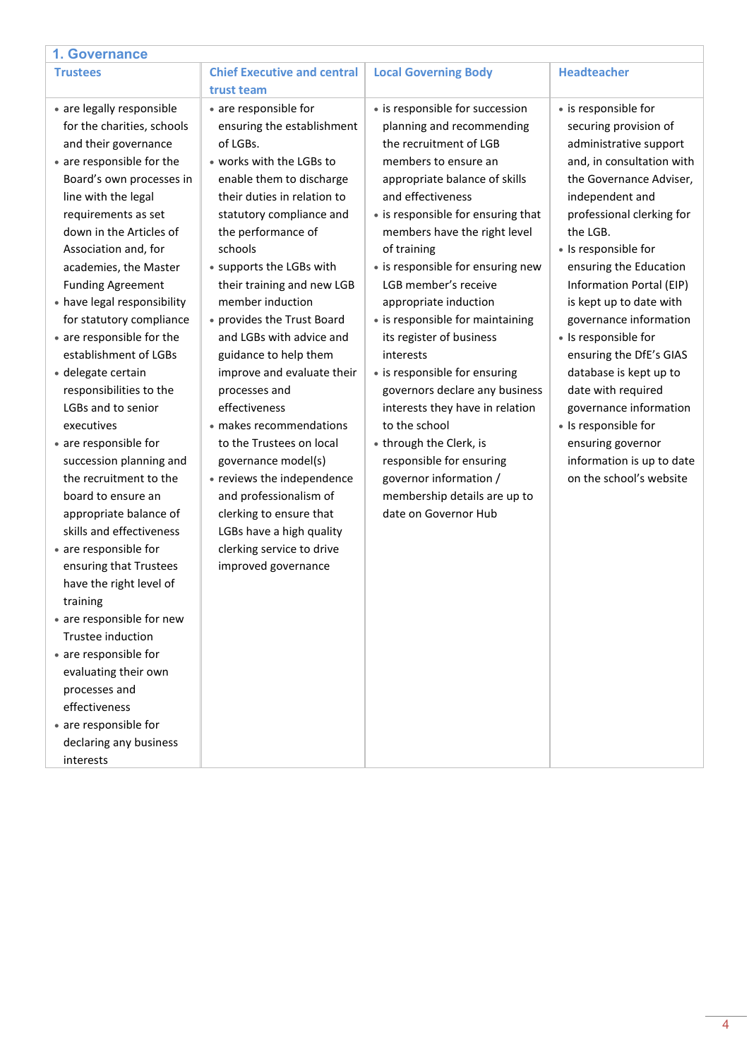## 1. Governance

| Trustees | Chief Executive and central trust team | Local Governing Body | Headteacher |
|---|---|---|---|
| • are legally responsible for the charities, schools and their governance<br>• are responsible for the Board's own processes in line with the legal requirements as set down in the Articles of Association and, for academies, the Master Funding Agreement<br>• have legal responsibility for statutory compliance<br>• are responsible for the establishment of LGBs<br>• delegate certain responsibilities to the LGBs and to senior executives<br>• are responsible for succession planning and the recruitment to the board to ensure an appropriate balance of skills and effectiveness<br>• are responsible for ensuring that Trustees have the right level of training<br>• are responsible for new Trustee induction<br>• are responsible for evaluating their own processes and effectiveness<br>• are responsible for declaring any business interests | • are responsible for ensuring the establishment of LGBs.<br>• works with the LGBs to enable them to discharge their duties in relation to statutory compliance and the performance of schools<br>• supports the LGBs with their training and new LGB member induction<br>• provides the Trust Board and LGBs with advice and guidance to help them improve and evaluate their processes and effectiveness<br>• makes recommendations to the Trustees on local governance model(s)<br>• reviews the independence and professionalism of clerking to ensure that LGBs have a high quality clerking service to drive improved governance | • is responsible for succession planning and recommending the recruitment of LGB members to ensure an appropriate balance of skills and effectiveness<br>• is responsible for ensuring that members have the right level of training<br>• is responsible for ensuring new LGB member's receive appropriate induction<br>• is responsible for maintaining its register of business interests<br>• is responsible for ensuring governors declare any business interests they have in relation to the school<br>• through the Clerk, is responsible for ensuring governor information / membership details are up to date on Governor Hub | • is responsible for securing provision of administrative support and, in consultation with the Governance Adviser, independent and professional clerking for the LGB.<br>• Is responsible for ensuring the Education Information Portal (EIP) is kept up to date with governance information<br>• Is responsible for ensuring the DfE's GIAS database is kept up to date with required governance information<br>• Is responsible for ensuring governor information is up to date on the school's website |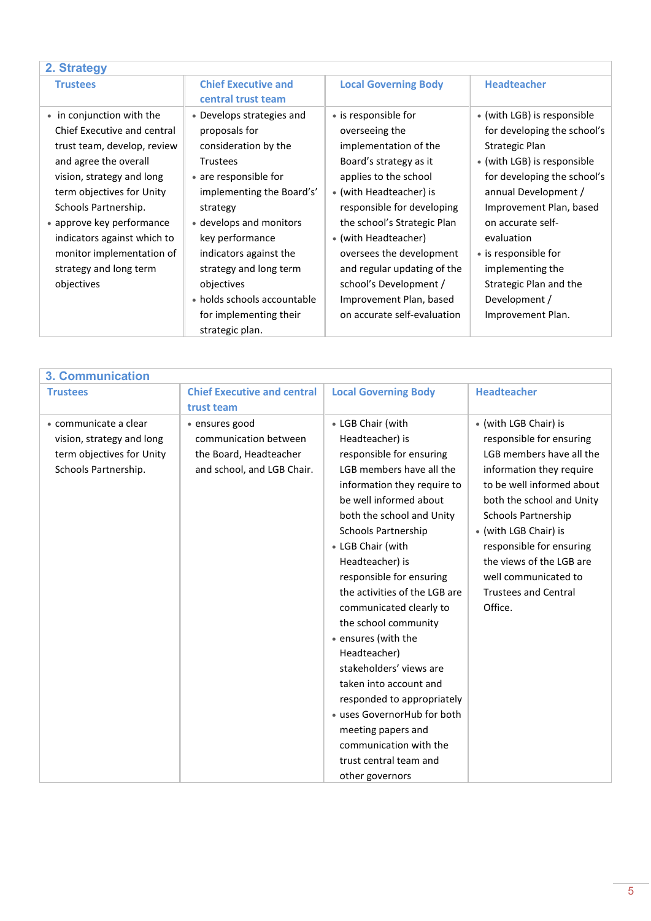## 2. Strategy

| Trustees | Chief Executive and central trust team | Local Governing Body | Headteacher |
|---|---|---|---|
| • in conjunction with the Chief Executive and central trust team, develop, review and agree the overall vision, strategy and long term objectives for Unity Schools Partnership.<br>• approve key performance indicators against which to monitor implementation of strategy and long term objectives | • Develops strategies and proposals for consideration by the Trustees<br>• are responsible for implementing the Board's' strategy<br>• develops and monitors key performance indicators against the strategy and long term objectives<br>• holds schools accountable for implementing their strategic plan. | • is responsible for overseeing the implementation of the Board's strategy as it applies to the school<br>• (with Headteacher) is responsible for developing the school's Strategic Plan<br>• (with Headteacher) oversees the development and regular updating of the school's Development / Improvement Plan, based on accurate self-evaluation | • (with LGB) is responsible for developing the school's Strategic Plan<br>• (with LGB) is responsible for developing the school's annual Development / Improvement Plan, based on accurate self-evaluation<br>• is responsible for implementing the Strategic Plan and the Development / Improvement Plan. |

## 3. Communication

| Trustees | Chief Executive and central trust team | Local Governing Body | Headteacher |
|---|---|---|---|
| • communicate a clear vision, strategy and long term objectives for Unity Schools Partnership. | • ensures good communication between the Board, Headteacher and school, and LGB Chair. | • LGB Chair (with Headteacher) is responsible for ensuring LGB members have all the information they require to be well informed about both the school and Unity Schools Partnership<br>• LGB Chair (with Headteacher) is responsible for ensuring the activities of the LGB are communicated clearly to the school community<br>• ensures (with the Headteacher) stakeholders' views are taken into account and responded to appropriately<br>• uses GovernorHub for both meeting papers and communication with the trust central team and other governors | • (with LGB Chair) is responsible for ensuring LGB members have all the information they require to be well informed about both the school and Unity Schools Partnership<br>• (with LGB Chair) is responsible for ensuring the views of the LGB are well communicated to Trustees and Central Office. |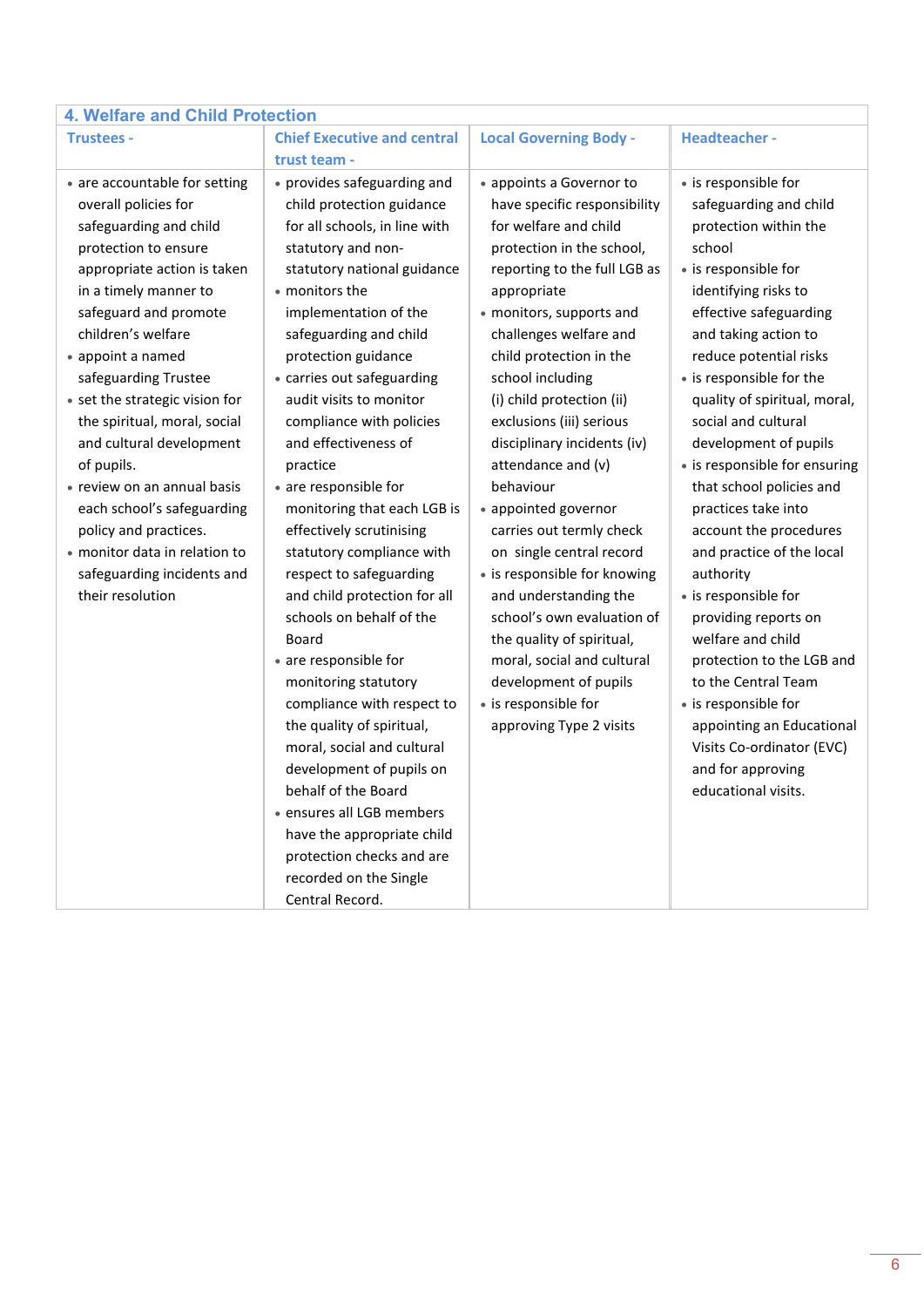| 4. Welfare and Child Protection | | | |
|---|---|---|---|
| **Trustees -** | **Chief Executive and central trust team -** | **Local Governing Body -** | **Headteacher -** |
| • are accountable for setting overall policies for safeguarding and child protection to ensure appropriate action is taken in a timely manner to safeguard and promote children's welfare<br>• appoint a named safeguarding Trustee<br>• set the strategic vision for the spiritual, moral, social and cultural development of pupils.<br>• review on an annual basis each school's safeguarding policy and practices.<br>• monitor data in relation to safeguarding incidents and their resolution | • provides safeguarding and child protection guidance for all schools, in line with statutory and non-statutory national guidance<br>• monitors the implementation of the safeguarding and child protection guidance<br>• carries out safeguarding audit visits to monitor compliance with policies and effectiveness of practice<br>• are responsible for monitoring that each LGB is effectively scrutinising statutory compliance with respect to safeguarding and child protection for all schools on behalf of the Board<br>• are responsible for monitoring statutory compliance with respect to the quality of spiritual, moral, social and cultural development of pupils on behalf of the Board<br>• ensures all LGB members have the appropriate child protection checks and are recorded on the Single Central Record. | • appoints a Governor to have specific responsibility for welfare and child protection in the school, reporting to the full LGB as appropriate<br>• monitors, supports and challenges welfare and child protection in the school including (i) child protection (ii) exclusions (iii) serious disciplinary incidents (iv) attendance and (v) behaviour<br>• appointed governor carries out termly check on single central record<br>• is responsible for knowing and understanding the school's own evaluation of the quality of spiritual, moral, social and cultural development of pupils<br>• is responsible for approving Type 2 visits | • is responsible for safeguarding and child protection within the school<br>• is responsible for identifying risks to effective safeguarding and taking action to reduce potential risks<br>• is responsible for the quality of spiritual, moral, social and cultural development of pupils<br>• is responsible for ensuring that school policies and practices take into account the procedures and practice of the local authority<br>• is responsible for providing reports on welfare and child protection to the LGB and to the Central Team<br>• is responsible for appointing an Educational Visits Co-ordinator (EVC) and for approving educational visits. |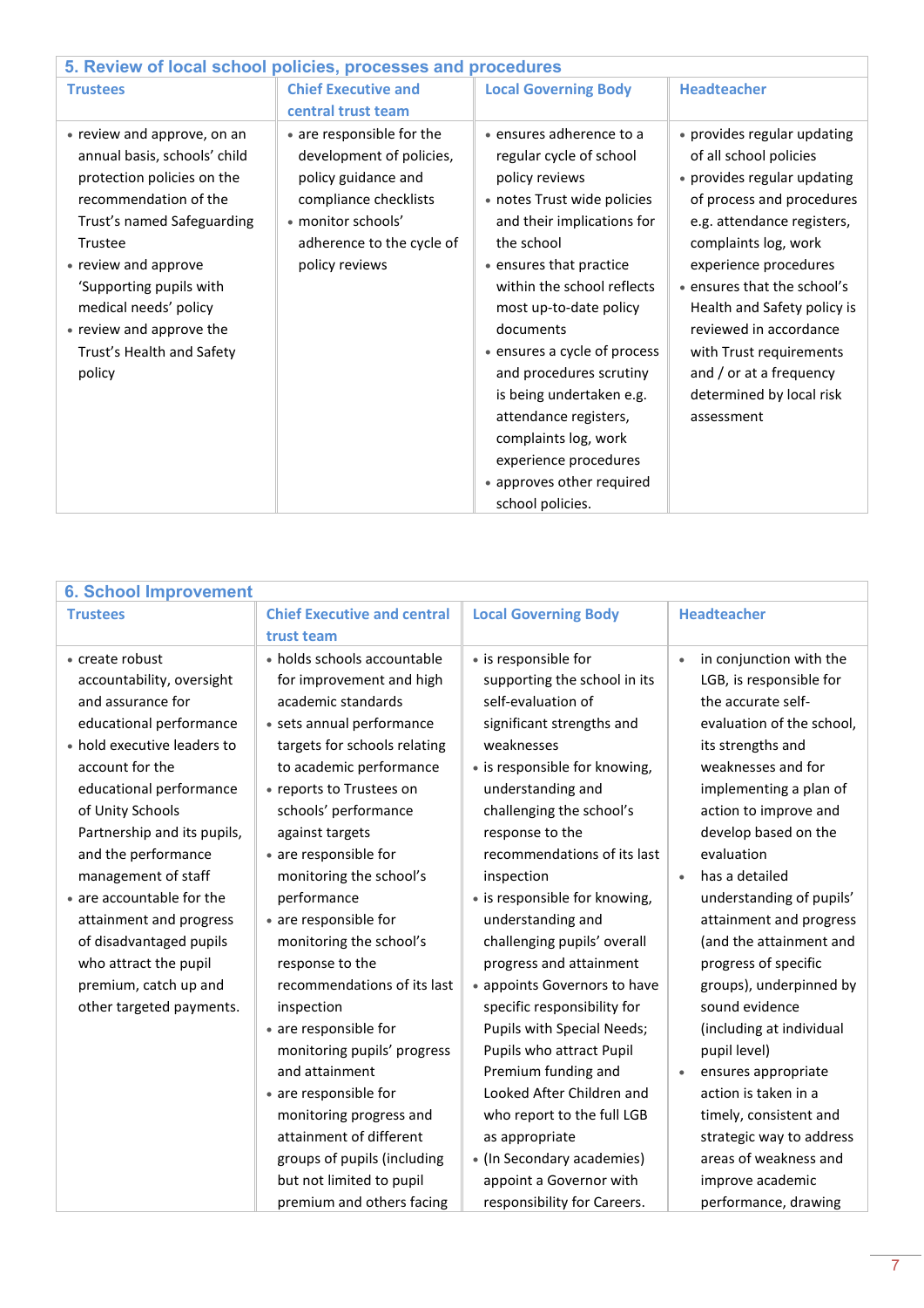## 5. Review of local school policies, processes and procedures

| Trustees | Chief Executive and central trust team | Local Governing Body | Headteacher |
|---|---|---|---|
| • review and approve, on an annual basis, schools' child protection policies on the recommendation of the Trust's named Safeguarding Trustee<br>• review and approve 'Supporting pupils with medical needs' policy<br>• review and approve the Trust's Health and Safety policy | • are responsible for the development of policies, policy guidance and compliance checklists<br>• monitor schools' adherence to the cycle of policy reviews | • ensures adherence to a regular cycle of school policy reviews<br>• notes Trust wide policies and their implications for the school<br>• ensures that practice within the school reflects most up-to-date policy documents<br>• ensures a cycle of process and procedures scrutiny is being undertaken e.g. attendance registers, complaints log, work experience procedures<br>• approves other required school policies. | • provides regular updating of all school policies<br>• provides regular updating of process and procedures e.g. attendance registers, complaints log, work experience procedures<br>• ensures that the school's Health and Safety policy is reviewed in accordance with Trust requirements and / or at a frequency determined by local risk assessment |

## 6. School Improvement

| Trustees | Chief Executive and central trust team | Local Governing Body | Headteacher |
|---|---|---|---|
| • create robust accountability, oversight and assurance for educational performance<br>• hold executive leaders to account for the educational performance of Unity Schools Partnership and its pupils, and the performance management of staff<br>• are accountable for the attainment and progress of disadvantaged pupils who attract the pupil premium, catch up and other targeted payments. | • holds schools accountable for improvement and high academic standards<br>• sets annual performance targets for schools relating to academic performance<br>• reports to Trustees on schools' performance against targets<br>• are responsible for monitoring the school's performance<br>• are responsible for monitoring the school's response to the recommendations of its last inspection<br>• are responsible for monitoring pupils' progress and attainment<br>• are responsible for monitoring progress and attainment of different groups of pupils (including but not limited to pupil premium and others facing | • is responsible for supporting the school in its self-evaluation of significant strengths and weaknesses<br>• is responsible for knowing, understanding and challenging the school's response to the recommendations of its last inspection<br>• is responsible for knowing, understanding and challenging pupils' overall progress and attainment<br>• appoints Governors to have specific responsibility for Pupils with Special Needs; Pupils who attract Pupil Premium funding and Looked After Children and who report to the full LGB as appropriate<br>• (In Secondary academies) appoint a Governor with responsibility for Careers. | • in conjunction with the LGB, is responsible for the accurate self-evaluation of the school, its strengths and weaknesses and for implementing a plan of action to improve and develop based on the evaluation<br>• has a detailed understanding of pupils' attainment and progress (and the attainment and progress of specific groups), underpinned by sound evidence (including at individual pupil level)<br>• ensures appropriate action is taken in a timely, consistent and strategic way to address areas of weakness and improve academic performance, drawing |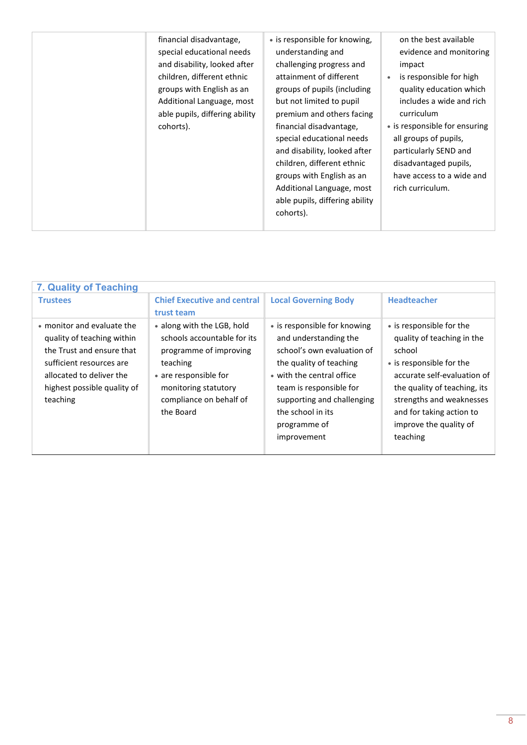| | | | |
|---|---|---|---|
| | financial disadvantage, special educational needs and disability, looked after children, different ethnic groups with English as an Additional Language, most able pupils, differing ability cohorts). | • is responsible for knowing, understanding and challenging progress and attainment of different groups of pupils (including but not limited to pupil premium and others facing financial disadvantage, special educational needs and disability, looked after children, different ethnic groups with English as an Additional Language, most able pupils, differing ability cohorts). | on the best available evidence and monitoring impact<br>• is responsible for high quality education which includes a wide and rich curriculum<br>• is responsible for ensuring all groups of pupils, particularly SEND and disadvantaged pupils, have access to a wide and rich curriculum. |

## 7. Quality of Teaching

| Trustees | Chief Executive and central trust team | Local Governing Body | Headteacher |
|---|---|---|---|
| • monitor and evaluate the quality of teaching within the Trust and ensure that sufficient resources are allocated to deliver the highest possible quality of teaching | • along with the LGB, hold schools accountable for its programme of improving teaching<br>• are responsible for monitoring statutory compliance on behalf of the Board | • is responsible for knowing and understanding the school's own evaluation of the quality of teaching<br>• with the central office team is responsible for supporting and challenging the school in its programme of improvement | • is responsible for the quality of teaching in the school<br>• is responsible for the accurate self-evaluation of the quality of teaching, its strengths and weaknesses and for taking action to improve the quality of teaching |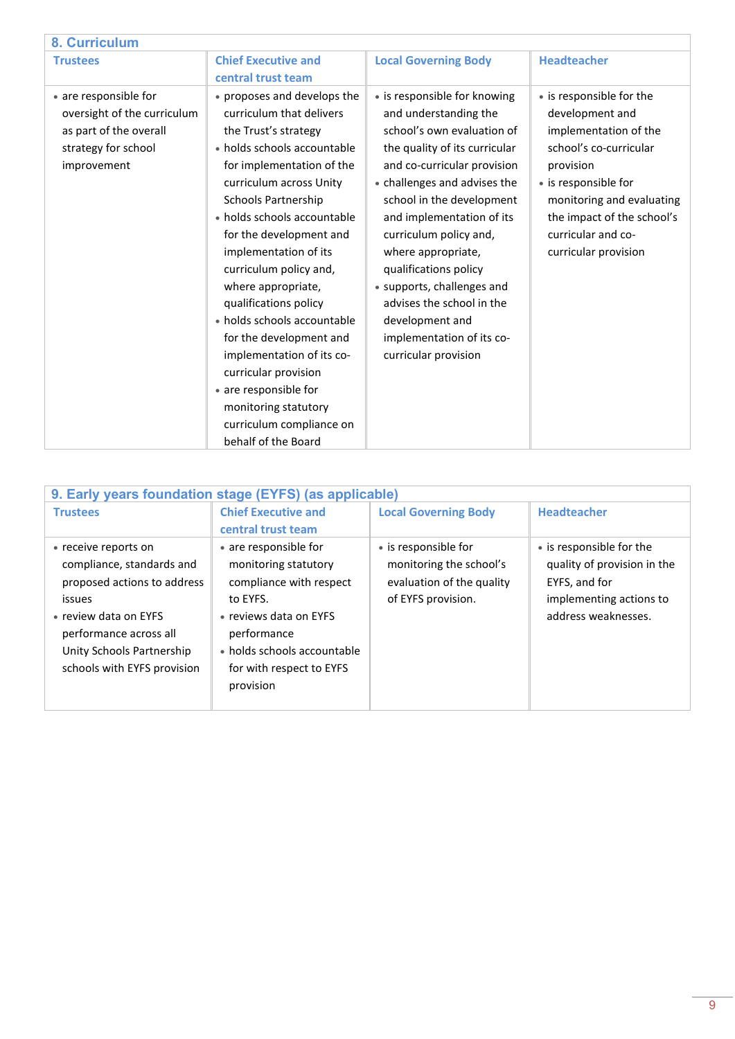## 8. Curriculum

| Trustees | Chief Executive and central trust team | Local Governing Body | Headteacher |
|---|---|---|---|
| • are responsible for oversight of the curriculum as part of the overall strategy for school improvement | • proposes and develops the curriculum that delivers the Trust's strategy<br>• holds schools accountable for implementation of the curriculum across Unity Schools Partnership<br>• holds schools accountable for the development and implementation of its curriculum policy and, where appropriate, qualifications policy<br>• holds schools accountable for the development and implementation of its co-curricular provision<br>• are responsible for monitoring statutory curriculum compliance on behalf of the Board | • is responsible for knowing and understanding the school's own evaluation of the quality of its curricular and co-curricular provision<br>• challenges and advises the school in the development and implementation of its curriculum policy and, where appropriate, qualifications policy<br>• supports, challenges and advises the school in the development and implementation of its co-curricular provision | • is responsible for the development and implementation of the school's co-curricular provision<br>• is responsible for monitoring and evaluating the impact of the school's curricular and co-curricular provision |

## 9. Early years foundation stage (EYFS) (as applicable)

| Trustees | Chief Executive and central trust team | Local Governing Body | Headteacher |
|---|---|---|---|
| • receive reports on compliance, standards and proposed actions to address issues<br>• review data on EYFS performance across all Unity Schools Partnership schools with EYFS provision | • are responsible for monitoring statutory compliance with respect to EYFS.<br>• reviews data on EYFS performance<br>• holds schools accountable for with respect to EYFS provision | • is responsible for monitoring the school's evaluation of the quality of EYFS provision. | • is responsible for the quality of provision in the EYFS, and for implementing actions to address weaknesses. |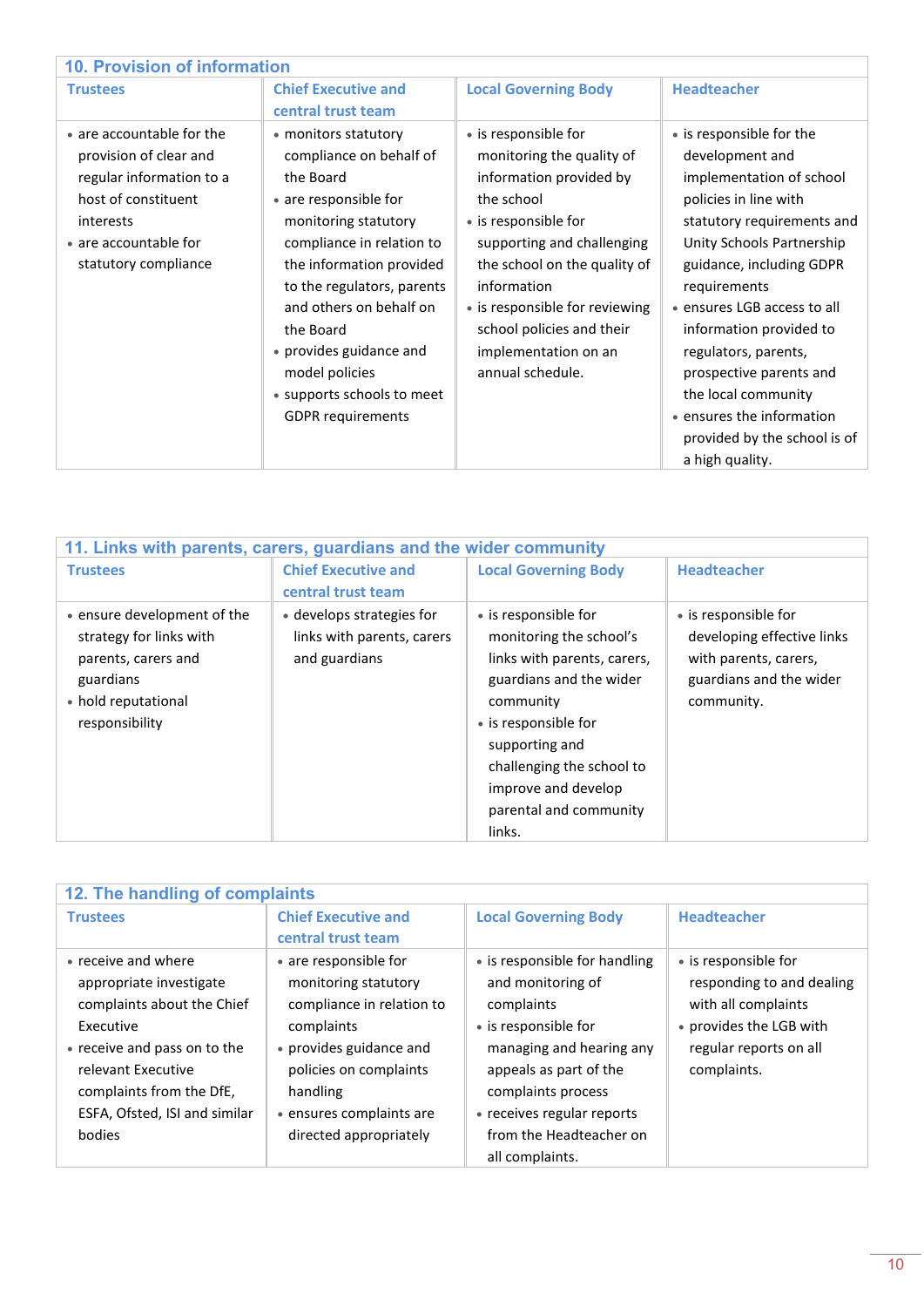## 10. Provision of information

| Trustees | Chief Executive and central trust team | Local Governing Body | Headteacher |
|---|---|---|---|
| • are accountable for the provision of clear and regular information to a host of constituent interests<br>• are accountable for statutory compliance | • monitors statutory compliance on behalf of the Board<br>• are responsible for monitoring statutory compliance in relation to the information provided to the regulators, parents and others on behalf on the Board<br>• provides guidance and model policies<br>• supports schools to meet GDPR requirements | • is responsible for monitoring the quality of information provided by the school<br>• is responsible for supporting and challenging the school on the quality of information<br>• is responsible for reviewing school policies and their implementation on an annual schedule. | • is responsible for the development and implementation of school policies in line with statutory requirements and Unity Schools Partnership guidance, including GDPR requirements<br>• ensures LGB access to all information provided to regulators, parents, prospective parents and the local community<br>• ensures the information provided by the school is of a high quality. |

## 11. Links with parents, carers, guardians and the wider community

| Trustees | Chief Executive and central trust team | Local Governing Body | Headteacher |
|---|---|---|---|
| • ensure development of the strategy for links with parents, carers and guardians<br>• hold reputational responsibility | • develops strategies for links with parents, carers and guardians | • is responsible for monitoring the school's links with parents, carers, guardians and the wider community<br>• is responsible for supporting and challenging the school to improve and develop parental and community links. | • is responsible for developing effective links with parents, carers, guardians and the wider community. |

## 12. The handling of complaints

| Trustees | Chief Executive and central trust team | Local Governing Body | Headteacher |
|---|---|---|---|
| • receive and where appropriate investigate complaints about the Chief Executive<br>• receive and pass on to the relevant Executive complaints from the DfE, ESFA, Ofsted, ISI and similar bodies | • are responsible for monitoring statutory compliance in relation to complaints<br>• provides guidance and policies on complaints handling<br>• ensures complaints are directed appropriately | • is responsible for handling and monitoring of complaints<br>• is responsible for managing and hearing any appeals as part of the complaints process<br>• receives regular reports from the Headteacher on all complaints. | • is responsible for responding to and dealing with all complaints<br>• provides the LGB with regular reports on all complaints. |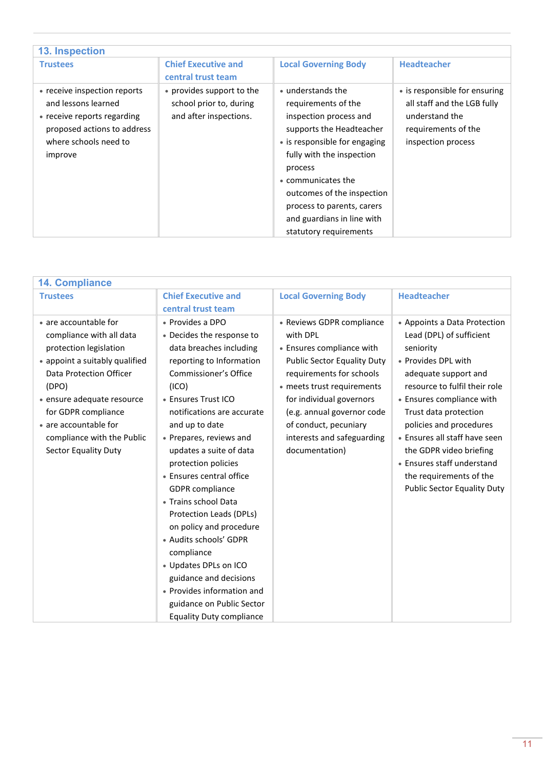## 13. Inspection

| Trustees | Chief Executive and central trust team | Local Governing Body | Headteacher |
|---|---|---|---|
| • receive inspection reports and lessons learned<br>• receive reports regarding proposed actions to address where schools need to improve | • provides support to the school prior to, during and after inspections. | • understands the requirements of the inspection process and supports the Headteacher<br>• is responsible for engaging fully with the inspection process<br>• communicates the outcomes of the inspection process to parents, carers and guardians in line with statutory requirements | • is responsible for ensuring all staff and the LGB fully understand the requirements of the inspection process |

## 14. Compliance

| Trustees | Chief Executive and central trust team | Local Governing Body | Headteacher |
|---|---|---|---|
| • are accountable for compliance with all data protection legislation<br>• appoint a suitably qualified Data Protection Officer (DPO)<br>• ensure adequate resource for GDPR compliance<br>• are accountable for compliance with the Public Sector Equality Duty | • Provides a DPO<br>• Decides the response to data breaches including reporting to Information Commissioner's Office (ICO)<br>• Ensures Trust ICO notifications are accurate and up to date<br>• Prepares, reviews and updates a suite of data protection policies<br>• Ensures central office GDPR compliance<br>• Trains school Data Protection Leads (DPLs) on policy and procedure<br>• Audits schools' GDPR compliance<br>• Updates DPLs on ICO guidance and decisions<br>• Provides information and guidance on Public Sector Equality Duty compliance | • Reviews GDPR compliance with DPL<br>• Ensures compliance with Public Sector Equality Duty requirements for schools<br>• meets trust requirements for individual governors (e.g. annual governor code of conduct, pecuniary interests and safeguarding documentation) | • Appoints a Data Protection Lead (DPL) of sufficient seniority<br>• Provides DPL with adequate support and resource to fulfil their role<br>• Ensures compliance with Trust data protection policies and procedures<br>• Ensures all staff have seen the GDPR video briefing<br>• Ensures staff understand the requirements of the Public Sector Equality Duty |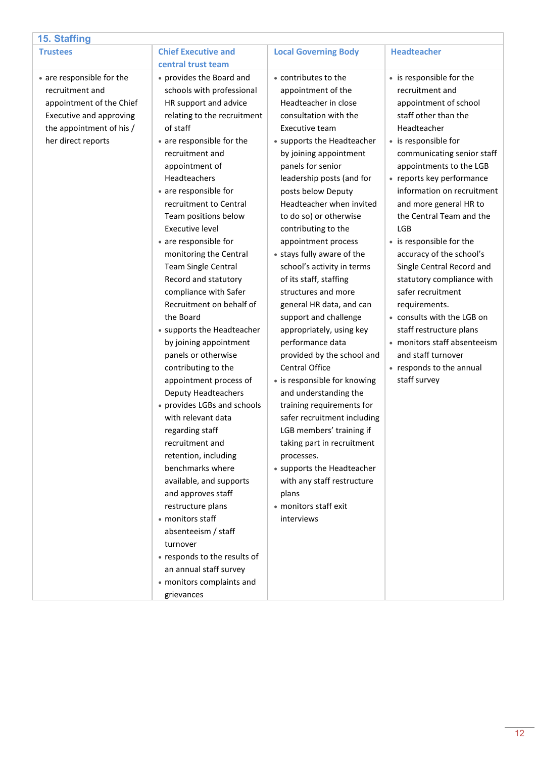## 15. Staffing

| Trustees | Chief Executive and central trust team | Local Governing Body | Headteacher |
|---|---|---|---|
| • are responsible for the recruitment and appointment of the Chief Executive and approving the appointment of his / her direct reports | • provides the Board and schools with professional HR support and advice relating to the recruitment of staff<br>• are responsible for the recruitment and appointment of Headteachers<br>• are responsible for recruitment to Central Team positions below Executive level<br>• are responsible for monitoring the Central Team Single Central Record and statutory compliance with Safer Recruitment on behalf of the Board<br>• supports the Headteacher by joining appointment panels or otherwise contributing to the appointment process of Deputy Headteachers<br>• provides LGBs and schools with relevant data regarding staff recruitment and retention, including benchmarks where available, and supports and approves staff restructure plans<br>• monitors staff absenteeism / staff turnover<br>• responds to the results of an annual staff survey<br>• monitors complaints and grievances | • contributes to the appointment of the Headteacher in close consultation with the Executive team<br>• supports the Headteacher by joining appointment panels for senior leadership posts (and for posts below Deputy Headteacher when invited to do so) or otherwise contributing to the appointment process<br>• stays fully aware of the school's activity in terms of its staff, staffing structures and more general HR data, and can support and challenge appropriately, using key performance data provided by the school and Central Office<br>• is responsible for knowing and understanding the training requirements for safer recruitment including LGB members' training if taking part in recruitment processes.<br>• supports the Headteacher with any staff restructure plans<br>• monitors staff exit interviews | • is responsible for the recruitment and appointment of school staff other than the Headteacher<br>• is responsible for communicating senior staff appointments to the LGB<br>• reports key performance information on recruitment and more general HR to the Central Team and the LGB<br>• is responsible for the accuracy of the school's Single Central Record and statutory compliance with safer recruitment requirements.<br>• consults with the LGB on staff restructure plans<br>• monitors staff absenteeism and staff turnover<br>• responds to the annual staff survey |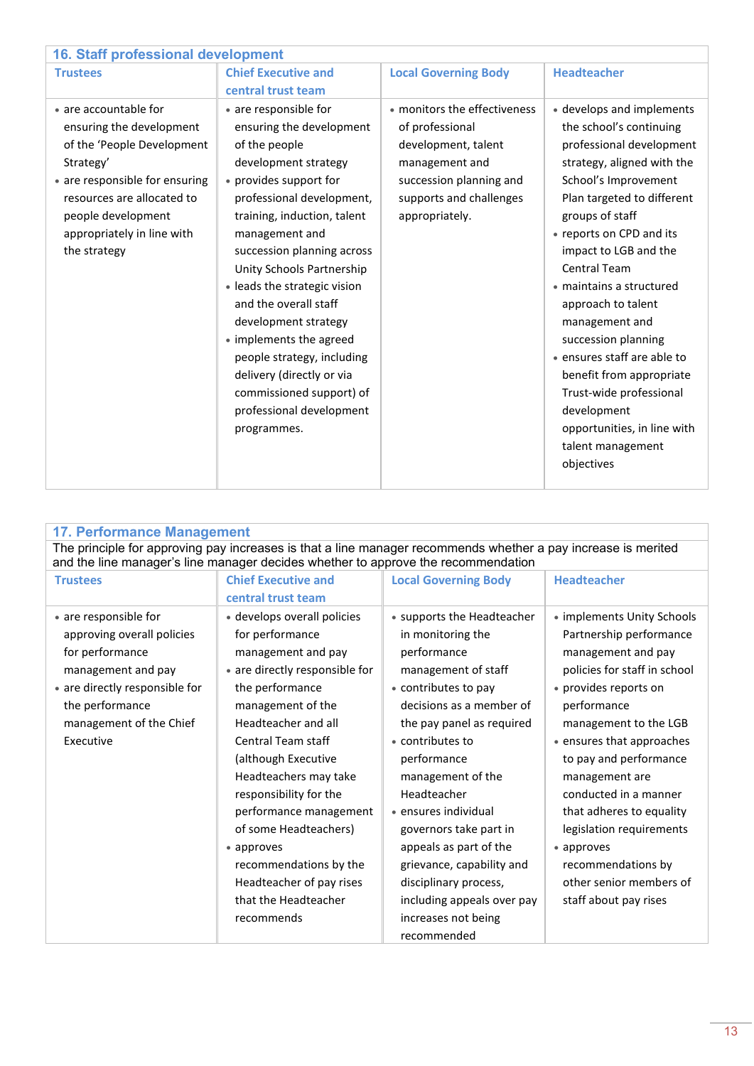## 16. Staff professional development

| Trustees | Chief Executive and central trust team | Local Governing Body | Headteacher |
|---|---|---|---|
| • are accountable for ensuring the development of the 'People Development Strategy'<br>• are responsible for ensuring resources are allocated to people development appropriately in line with the strategy | • are responsible for ensuring the development of the people development strategy<br>• provides support for professional development, training, induction, talent management and succession planning across Unity Schools Partnership<br>• leads the strategic vision and the overall staff development strategy<br>• implements the agreed people strategy, including delivery (directly or via commissioned support) of professional development programmes. | • monitors the effectiveness of professional development, talent management and succession planning and supports and challenges appropriately. | • develops and implements the school's continuing professional development strategy, aligned with the School's Improvement Plan targeted to different groups of staff<br>• reports on CPD and its impact to LGB and the Central Team<br>• maintains a structured approach to talent management and succession planning<br>• ensures staff are able to benefit from appropriate Trust-wide professional development opportunities, in line with talent management objectives |

## 17. Performance Management

The principle for approving pay increases is that a line manager recommends whether a pay increase is merited and the line manager's line manager decides whether to approve the recommendation

| Trustees | Chief Executive and central trust team | Local Governing Body | Headteacher |
|---|---|---|---|
| • are responsible for approving overall policies for performance management and pay<br>• are directly responsible for the performance management of the Chief Executive | • develops overall policies for performance management and pay<br>• are directly responsible for the performance management of the Headteacher and all Central Team staff (although Executive Headteachers may take responsibility for the performance management of some Headteachers)<br>• approves recommendations by the Headteacher of pay rises that the Headteacher recommends | • supports the Headteacher in monitoring the performance management of staff<br>• contributes to pay decisions as a member of the pay panel as required<br>• contributes to performance management of the Headteacher<br>• ensures individual governors take part in appeals as part of the grievance, capability and disciplinary process, including appeals over pay increases not being recommended | • implements Unity Schools Partnership performance management and pay policies for staff in school<br>• provides reports on performance management to the LGB<br>• ensures that approaches to pay and performance management are conducted in a manner that adheres to equality legislation requirements<br>• approves recommendations by other senior members of staff about pay rises |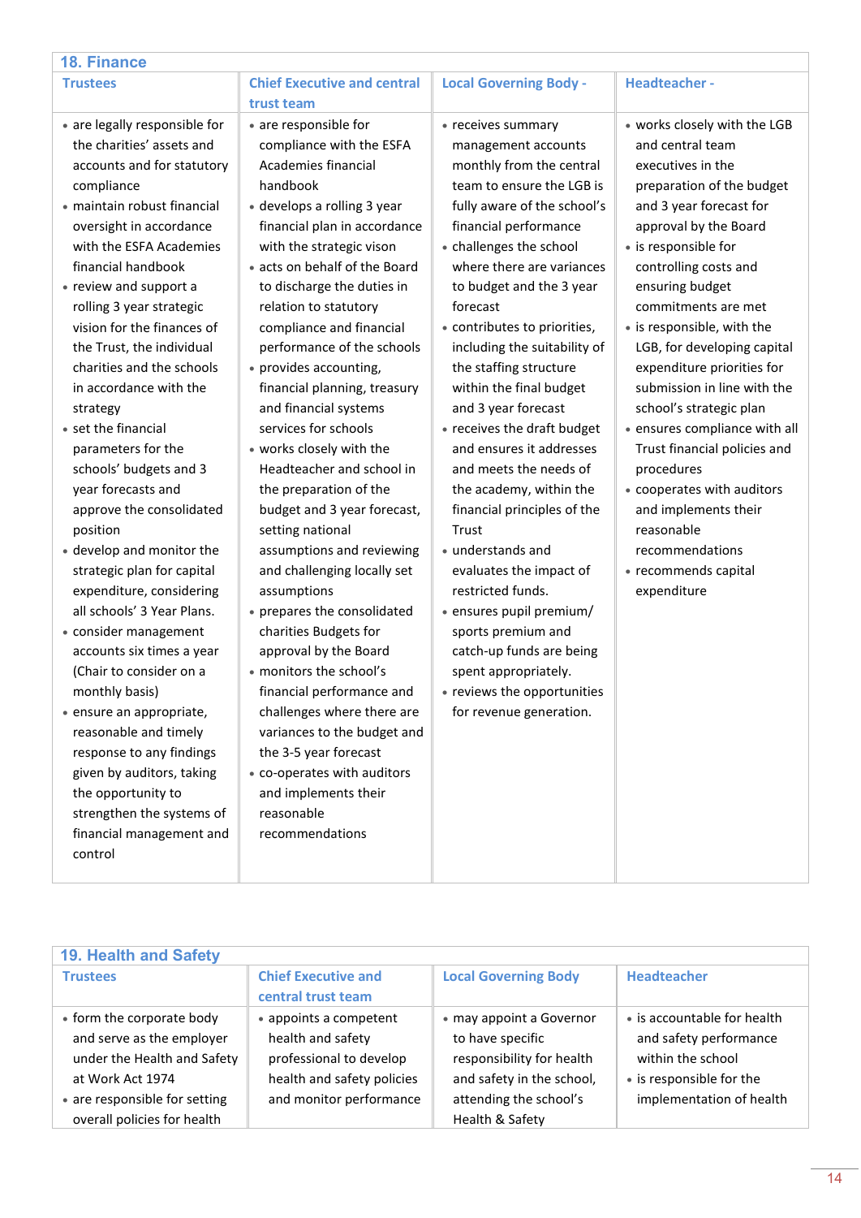## 18. Finance

| Trustees | Chief Executive and central trust team | Local Governing Body - | Headteacher - |
|---|---|---|---|
| • are legally responsible for the charities' assets and accounts and for statutory compliance<br>• maintain robust financial oversight in accordance with the ESFA Academies financial handbook<br>• review and support a rolling 3 year strategic vision for the finances of the Trust, the individual charities and the schools in accordance with the strategy<br>• set the financial parameters for the schools' budgets and 3 year forecasts and approve the consolidated position<br>• develop and monitor the strategic plan for capital expenditure, considering all schools' 3 Year Plans.<br>• consider management accounts six times a year (Chair to consider on a monthly basis)<br>• ensure an appropriate, reasonable and timely response to any findings given by auditors, taking the opportunity to strengthen the systems of financial management and control | • are responsible for compliance with the ESFA Academies financial handbook<br>• develops a rolling 3 year financial plan in accordance with the strategic vison<br>• acts on behalf of the Board to discharge the duties in relation to statutory compliance and financial performance of the schools<br>• provides accounting, financial planning, treasury and financial systems services for schools<br>• works closely with the Headteacher and school in the preparation of the budget and 3 year forecast, setting national assumptions and reviewing and challenging locally set assumptions<br>• prepares the consolidated charities Budgets for approval by the Board<br>• monitors the school's financial performance and challenges where there are variances to the budget and the 3-5 year forecast<br>• co-operates with auditors and implements their reasonable recommendations | • receives summary management accounts monthly from the central team to ensure the LGB is fully aware of the school's financial performance<br>• challenges the school where there are variances to budget and the 3 year forecast<br>• contributes to priorities, including the suitability of the staffing structure within the final budget and 3 year forecast<br>• receives the draft budget and ensures it addresses and meets the needs of the academy, within the financial principles of the Trust<br>• understands and evaluates the impact of restricted funds.<br>• ensures pupil premium/ sports premium and catch-up funds are being spent appropriately.<br>• reviews the opportunities for revenue generation. | • works closely with the LGB and central team executives in the preparation of the budget and 3 year forecast for approval by the Board<br>• is responsible for controlling costs and ensuring budget commitments are met<br>• is responsible, with the LGB, for developing capital expenditure priorities for submission in line with the school's strategic plan<br>• ensures compliance with all Trust financial policies and procedures<br>• cooperates with auditors and implements their reasonable recommendations<br>• recommends capital expenditure |

## 19. Health and Safety

| Trustees | Chief Executive and central trust team | Local Governing Body | Headteacher |
|---|---|---|---|
| • form the corporate body and serve as the employer under the Health and Safety at Work Act 1974<br>• are responsible for setting overall policies for health | • appoints a competent health and safety professional to develop health and safety policies and monitor performance | • may appoint a Governor to have specific responsibility for health and safety in the school, attending the school's Health & Safety | • is accountable for health and safety performance within the school<br>• is responsible for the implementation of health |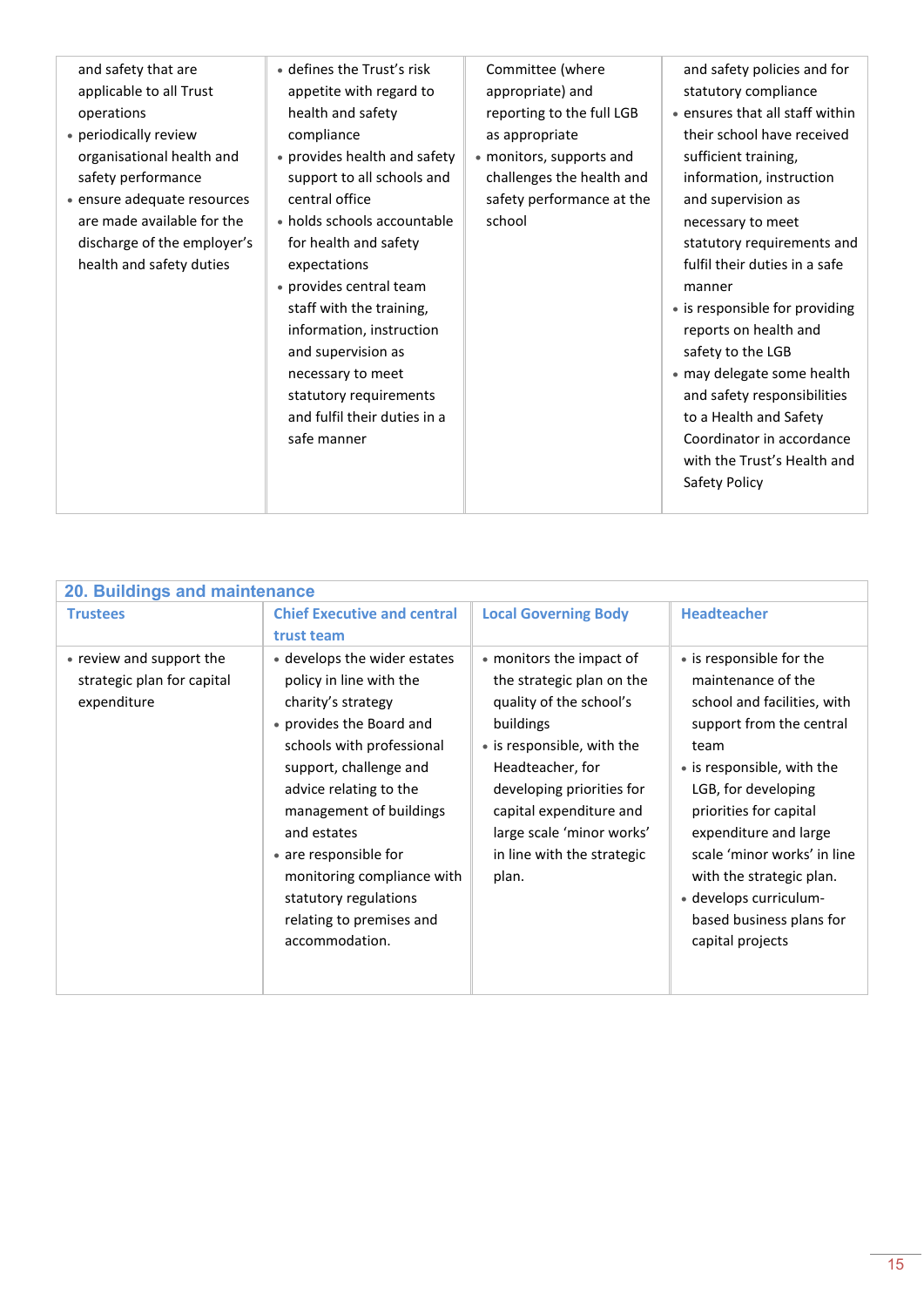| | | | |
|---|---|---|---|
| and safety that are applicable to all Trust operations<br>• periodically review organisational health and safety performance<br>• ensure adequate resources are made available for the discharge of the employer's health and safety duties | • defines the Trust's risk appetite with regard to health and safety compliance<br>• provides health and safety support to all schools and central office<br>• holds schools accountable for health and safety expectations<br>• provides central team staff with the training, information, instruction and supervision as necessary to meet statutory requirements and fulfil their duties in a safe manner | Committee (where appropriate) and reporting to the full LGB as appropriate<br>• monitors, supports and challenges the health and safety performance at the school | and safety policies and for statutory compliance<br>• ensures that all staff within their school have received sufficient training, information, instruction and supervision as necessary to meet statutory requirements and fulfil their duties in a safe manner<br>• is responsible for providing reports on health and safety to the LGB<br>• may delegate some health and safety responsibilities to a Health and Safety Coordinator in accordance with the Trust's Health and Safety Policy |

## 20. Buildings and maintenance

| Trustees | Chief Executive and central trust team | Local Governing Body | Headteacher |
|---|---|---|---|
| • review and support the strategic plan for capital expenditure | • develops the wider estates policy in line with the charity's strategy<br>• provides the Board and schools with professional support, challenge and advice relating to the management of buildings and estates<br>• are responsible for monitoring compliance with statutory regulations relating to premises and accommodation. | • monitors the impact of the strategic plan on the quality of the school's buildings<br>• is responsible, with the Headteacher, for developing priorities for capital expenditure and large scale 'minor works' in line with the strategic plan. | • is responsible for the maintenance of the school and facilities, with support from the central team<br>• is responsible, with the LGB, for developing priorities for capital expenditure and large scale 'minor works' in line with the strategic plan.<br>• develops curriculum-based business plans for capital projects |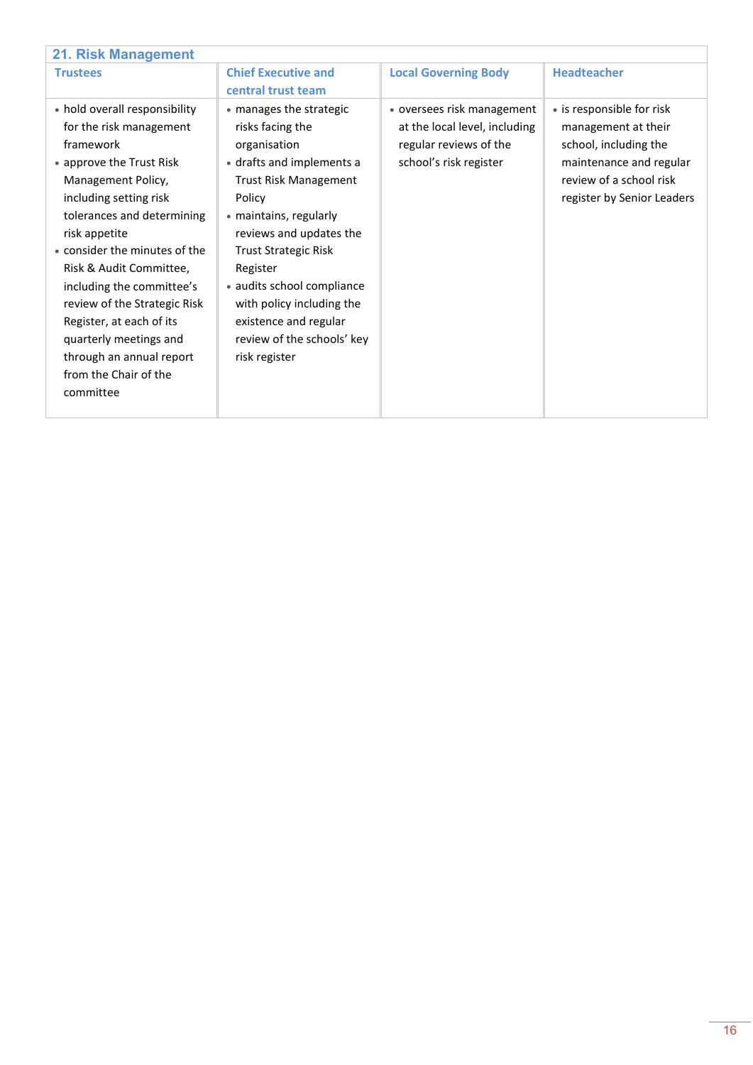## 21. Risk Management

| Trustees | Chief Executive and central trust team | Local Governing Body | Headteacher |
|---|---|---|---|
| • hold overall responsibility for the risk management framework<br>• approve the Trust Risk Management Policy, including setting risk tolerances and determining risk appetite<br>• consider the minutes of the Risk & Audit Committee, including the committee's review of the Strategic Risk Register, at each of its quarterly meetings and through an annual report from the Chair of the committee | • manages the strategic risks facing the organisation<br>• drafts and implements a Trust Risk Management Policy<br>• maintains, regularly reviews and updates the Trust Strategic Risk Register<br>• audits school compliance with policy including the existence and regular review of the schools' key risk register | • oversees risk management at the local level, including regular reviews of the school's risk register | • is responsible for risk management at their school, including the maintenance and regular review of a school risk register by Senior Leaders |